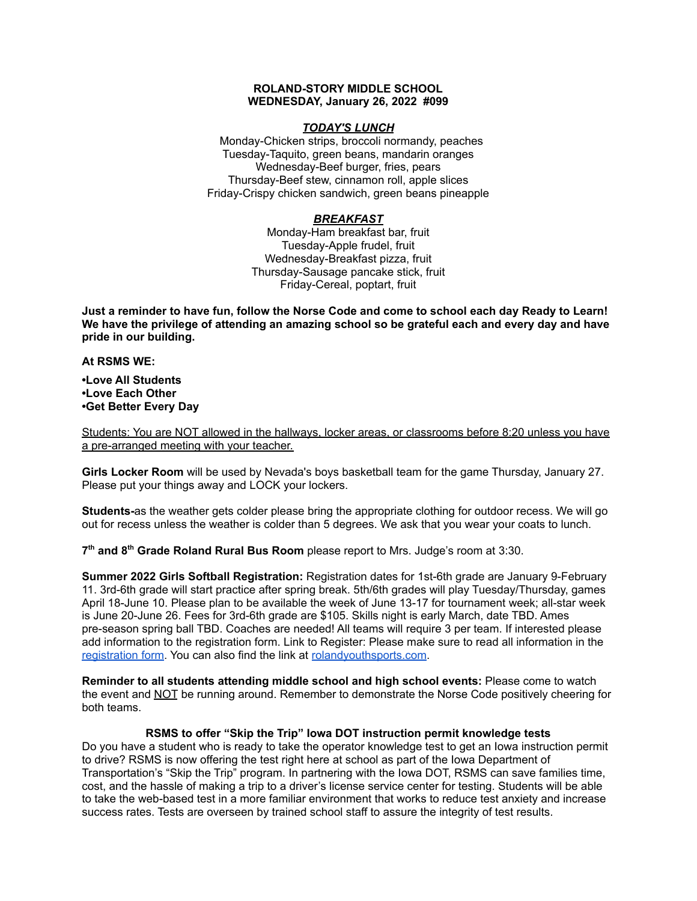**ROLAND-STORY MIDDLE SCHOOL**
**WEDNESDAY, January 26, 2022 #099**

***TODAY'S LUNCH***

Monday-Chicken strips, broccoli normandy, peaches
Tuesday-Taquito, green beans, mandarin oranges
Wednesday-Beef burger, fries, pears
Thursday-Beef stew, cinnamon roll, apple slices
Friday-Crispy chicken sandwich, green beans pineapple

***BREAKFAST***

Monday-Ham breakfast bar, fruit
Tuesday-Apple frudel, fruit
Wednesday-Breakfast pizza, fruit
Thursday-Sausage pancake stick, fruit
Friday-Cereal, poptart, fruit

**Just a reminder to have fun, follow the Norse Code and come to school each day Ready to Learn! We have the privilege of attending an amazing school so be grateful each and every day and have pride in our building.**

**At RSMS WE:**

**•Love All Students**
**•Love Each Other**
**•Get Better Every Day**

Students: You are NOT allowed in the hallways, locker areas, or classrooms before 8:20 unless you have a pre-arranged meeting with your teacher.

**Girls Locker Room** will be used by Nevada's boys basketball team for the game Thursday, January 27. Please put your things away and LOCK your lockers.

**Students-**as the weather gets colder please bring the appropriate clothing for outdoor recess. We will go out for recess unless the weather is colder than 5 degrees. We ask that you wear your coats to lunch.

**7th and 8th Grade Roland Rural Bus Room** please report to Mrs. Judge's room at 3:30.

**Summer 2022 Girls Softball Registration:** Registration dates for 1st-6th grade are January 9-February 11. 3rd-6th grade will start practice after spring break. 5th/6th grades will play Tuesday/Thursday, games April 18-June 10. Please plan to be available the week of June 13-17 for tournament week; all-star week is June 20-June 26. Fees for 3rd-6th grade are $105. Skills night is early March, date TBD. Ames pre-season spring ball TBD. Coaches are needed! All teams will require 3 per team. If interested please add information to the registration form. Link to Register: Please make sure to read all information in the registration form. You can also find the link at rolandyouthsports.com.

**Reminder to all students attending middle school and high school events:** Please come to watch the event and NOT be running around. Remember to demonstrate the Norse Code positively cheering for both teams.

**RSMS to offer "Skip the Trip" Iowa DOT instruction permit knowledge tests**

Do you have a student who is ready to take the operator knowledge test to get an Iowa instruction permit to drive? RSMS is now offering the test right here at school as part of the Iowa Department of Transportation's "Skip the Trip" program. In partnering with the Iowa DOT, RSMS can save families time, cost, and the hassle of making a trip to a driver's license service center for testing. Students will be able to take the web-based test in a more familiar environment that works to reduce test anxiety and increase success rates. Tests are overseen by trained school staff to assure the integrity of test results.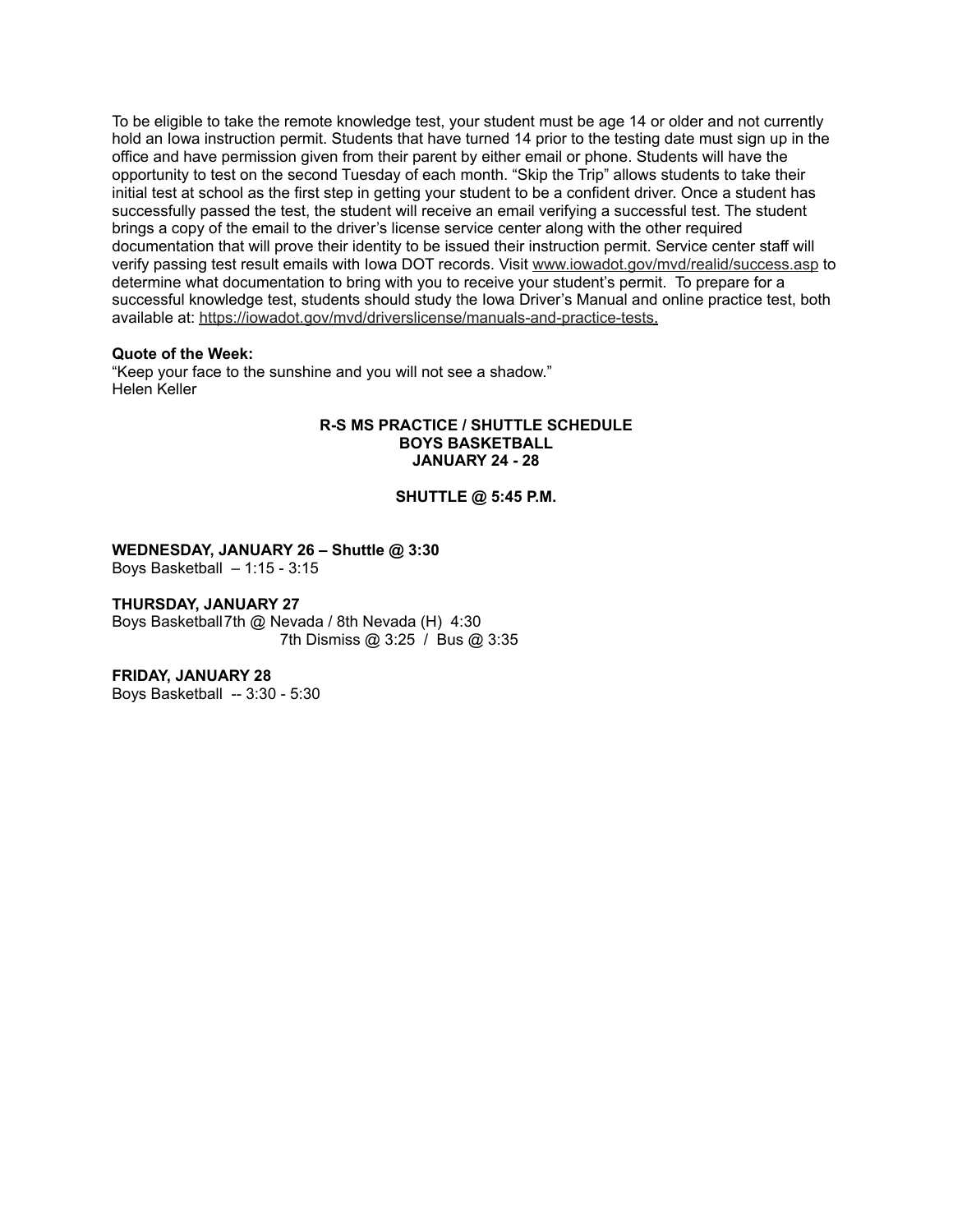To be eligible to take the remote knowledge test, your student must be age 14 or older and not currently hold an Iowa instruction permit. Students that have turned 14 prior to the testing date must sign up in the office and have permission given from their parent by either email or phone. Students will have the opportunity to test on the second Tuesday of each month. "Skip the Trip" allows students to take their initial test at school as the first step in getting your student to be a confident driver. Once a student has successfully passed the test, the student will receive an email verifying a successful test. The student brings a copy of the email to the driver's license service center along with the other required documentation that will prove their identity to be issued their instruction permit. Service center staff will verify passing test result emails with Iowa DOT records. Visit www.iowadot.gov/mvd/realid/success.asp to determine what documentation to bring with you to receive your student's permit. To prepare for a successful knowledge test, students should study the Iowa Driver's Manual and online practice test, both available at: https://iowadot.gov/mvd/driverslicense/manuals-and-practice-tests.

**Quote of the Week:**
"Keep your face to the sunshine and you will not see a shadow."
Helen Keller

**R-S MS PRACTICE / SHUTTLE SCHEDULE**
**BOYS BASKETBALL**
**JANUARY 24 - 28**

**SHUTTLE @ 5:45 P.M.**

**WEDNESDAY, JANUARY 26 – Shuttle @ 3:30**
Boys Basketball – 1:15 - 3:15

**THURSDAY, JANUARY 27**
Boys Basketball 7th @ Nevada / 8th Nevada (H) 4:30
7th Dismiss @ 3:25 / Bus @ 3:35

**FRIDAY, JANUARY 28**
Boys Basketball -- 3:30 - 5:30